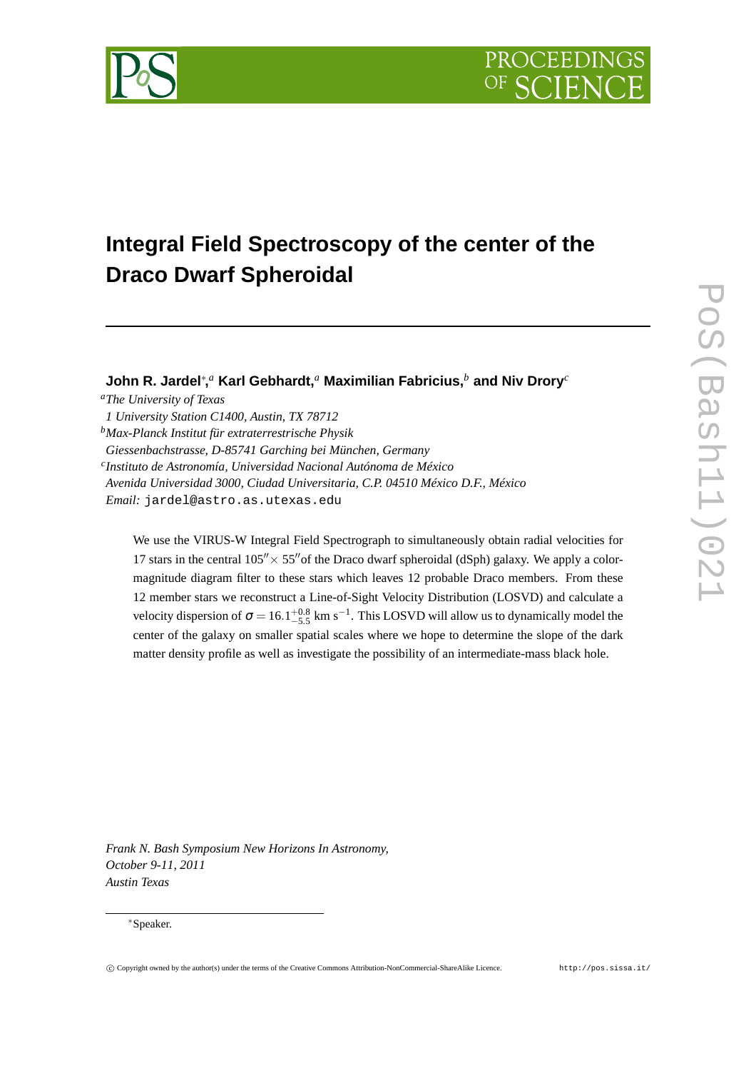# Integral Field Spectroscopy of the center of the Draco Dwarf Spheroidal

**John R. Jardel**[*,a] **Karl Gebhardt,**[a] **Maximilian Fabricius,**[b] **and Niv Drory**[c]

[a]*The University of Texas*
*1 University Station C1400, Austin, TX 78712*
[b]*Max-Planck Institut für extraterrestrische Physik*
*Giessenbachstrasse, D-85741 Garching bei München, Germany*
[c]*Instituto de Astronomía, Universidad Nacional Autónoma de México*
*Avenida Universidad 3000, Ciudad Universitaria, C.P. 04510 México D.F., México*
*Email:* jardel@astro.as.utexas.edu

We use the VIRUS-W Integral Field Spectrograph to simultaneously obtain radial velocities for 17 stars in the central $105'' \times 55''$ of the Draco dwarf spheroidal (dSph) galaxy. We apply a color-magnitude diagram filter to these stars which leaves 12 probable Draco members. From these 12 member stars we reconstruct a Line-of-Sight Velocity Distribution (LOSVD) and calculate a velocity dispersion of $\sigma = 16.1^{+0.8}_{-5.5}$ km s$^{-1}$. This LOSVD will allow us to dynamically model the center of the galaxy on smaller spatial scales where we hope to determine the slope of the dark matter density profile as well as investigate the possibility of an intermediate-mass black hole.

*Frank N. Bash Symposium New Horizons In Astronomy,*
*October 9-11, 2011*
*Austin Texas*

[*]Speaker.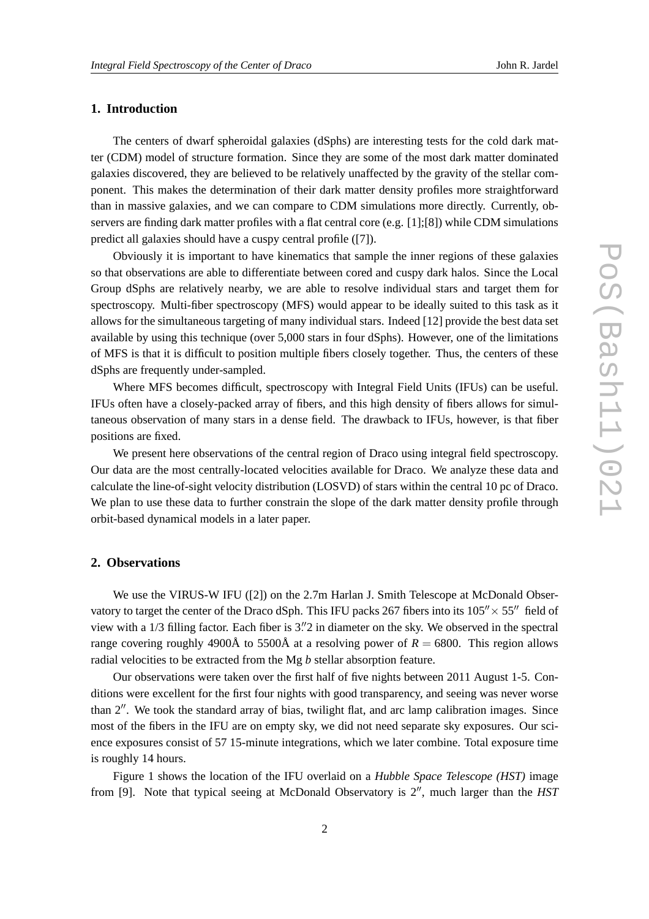## 1. Introduction

The centers of dwarf spheroidal galaxies (dSphs) are interesting tests for the cold dark matter (CDM) model of structure formation. Since they are some of the most dark matter dominated galaxies discovered, they are believed to be relatively unaffected by the gravity of the stellar component. This makes the determination of their dark matter density profiles more straightforward than in massive galaxies, and we can compare to CDM simulations more directly. Currently, observers are finding dark matter profiles with a flat central core (e.g. [1];[8]) while CDM simulations predict all galaxies should have a cuspy central profile ([7]).

Obviously it is important to have kinematics that sample the inner regions of these galaxies so that observations are able to differentiate between cored and cuspy dark halos. Since the Local Group dSphs are relatively nearby, we are able to resolve individual stars and target them for spectroscopy. Multi-fiber spectroscopy (MFS) would appear to be ideally suited to this task as it allows for the simultaneous targeting of many individual stars. Indeed [12] provide the best data set available by using this technique (over 5,000 stars in four dSphs). However, one of the limitations of MFS is that it is difficult to position multiple fibers closely together. Thus, the centers of these dSphs are frequently under-sampled.

Where MFS becomes difficult, spectroscopy with Integral Field Units (IFUs) can be useful. IFUs often have a closely-packed array of fibers, and this high density of fibers allows for simultaneous observation of many stars in a dense field. The drawback to IFUs, however, is that fiber positions are fixed.

We present here observations of the central region of Draco using integral field spectroscopy. Our data are the most centrally-located velocities available for Draco. We analyze these data and calculate the line-of-sight velocity distribution (LOSVD) of stars within the central 10 pc of Draco. We plan to use these data to further constrain the slope of the dark matter density profile through orbit-based dynamical models in a later paper.

## 2. Observations

We use the VIRUS-W IFU ([2]) on the 2.7m Harlan J. Smith Telescope at McDonald Observatory to target the center of the Draco dSph. This IFU packs 267 fibers into its $105'' \times 55''$ field of view with a 1/3 filling factor. Each fiber is $3.''2$ in diameter on the sky. We observed in the spectral range covering roughly 4900Å to 5500Å at a resolving power of $R = 6800$. This region allows radial velocities to be extracted from the Mg *b* stellar absorption feature.

Our observations were taken over the first half of five nights between 2011 August 1-5. Conditions were excellent for the first four nights with good transparency, and seeing was never worse than $2''$. We took the standard array of bias, twilight flat, and arc lamp calibration images. Since most of the fibers in the IFU are on empty sky, we did not need separate sky exposures. Our science exposures consist of 57 15-minute integrations, which we later combine. Total exposure time is roughly 14 hours.

Figure 1 shows the location of the IFU overlaid on a *Hubble Space Telescope (HST)* image from [9]. Note that typical seeing at McDonald Observatory is $2''$, much larger than the *HST*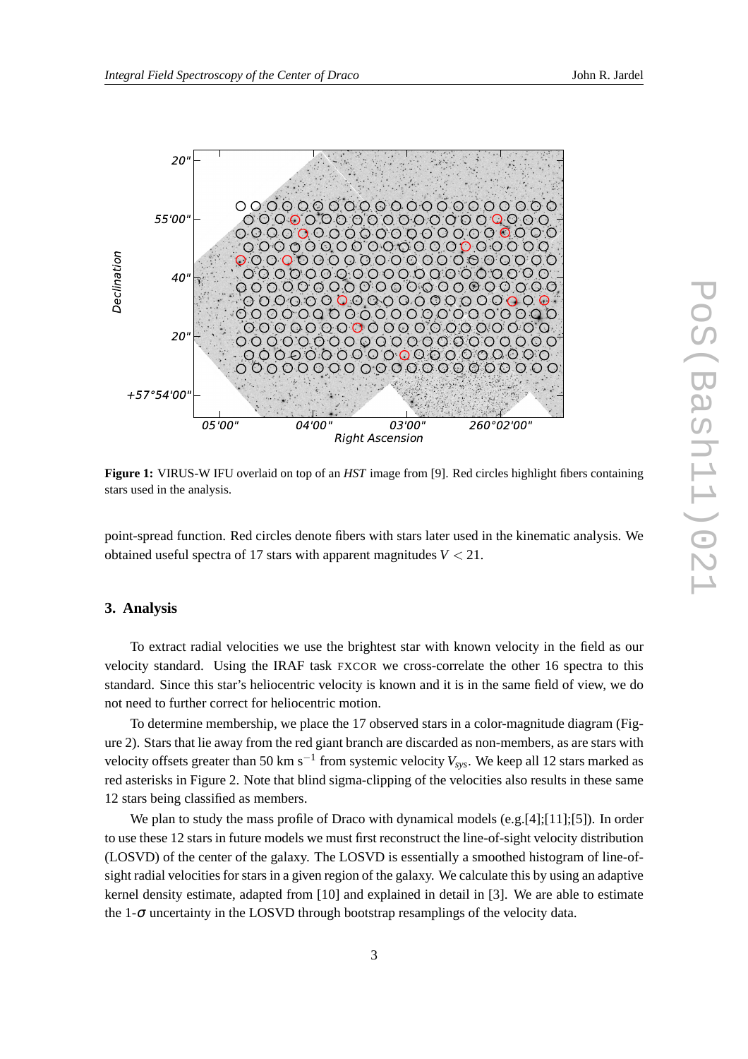**Figure 1:** VIRUS-W IFU overlaid on top of an *HST* image from [9]. Red circles highlight fibers containing stars used in the analysis.

point-spread function. Red circles denote fibers with stars later used in the kinematic analysis. We obtained useful spectra of 17 stars with apparent magnitudes $V < 21$.

## 3. Analysis

To extract radial velocities we use the brightest star with known velocity in the field as our velocity standard. Using the IRAF task FXCOR we cross-correlate the other 16 spectra to this standard. Since this star's heliocentric velocity is known and it is in the same field of view, we do not need to further correct for heliocentric motion.

To determine membership, we place the 17 observed stars in a color-magnitude diagram (Figure 2). Stars that lie away from the red giant branch are discarded as non-members, as are stars with velocity offsets greater than 50 km s$^{-1}$ from systemic velocity $V_{sys}$. We keep all 12 stars marked as red asterisks in Figure 2. Note that blind sigma-clipping of the velocities also results in these same 12 stars being classified as members.

We plan to study the mass profile of Draco with dynamical models (e.g.[4];[11];[5]). In order to use these 12 stars in future models we must first reconstruct the line-of-sight velocity distribution (LOSVD) of the center of the galaxy. The LOSVD is essentially a smoothed histogram of line-of-sight radial velocities for stars in a given region of the galaxy. We calculate this by using an adaptive kernel density estimate, adapted from [10] and explained in detail in [3]. We are able to estimate the 1-$\sigma$ uncertainty in the LOSVD through bootstrap resamplings of the velocity data.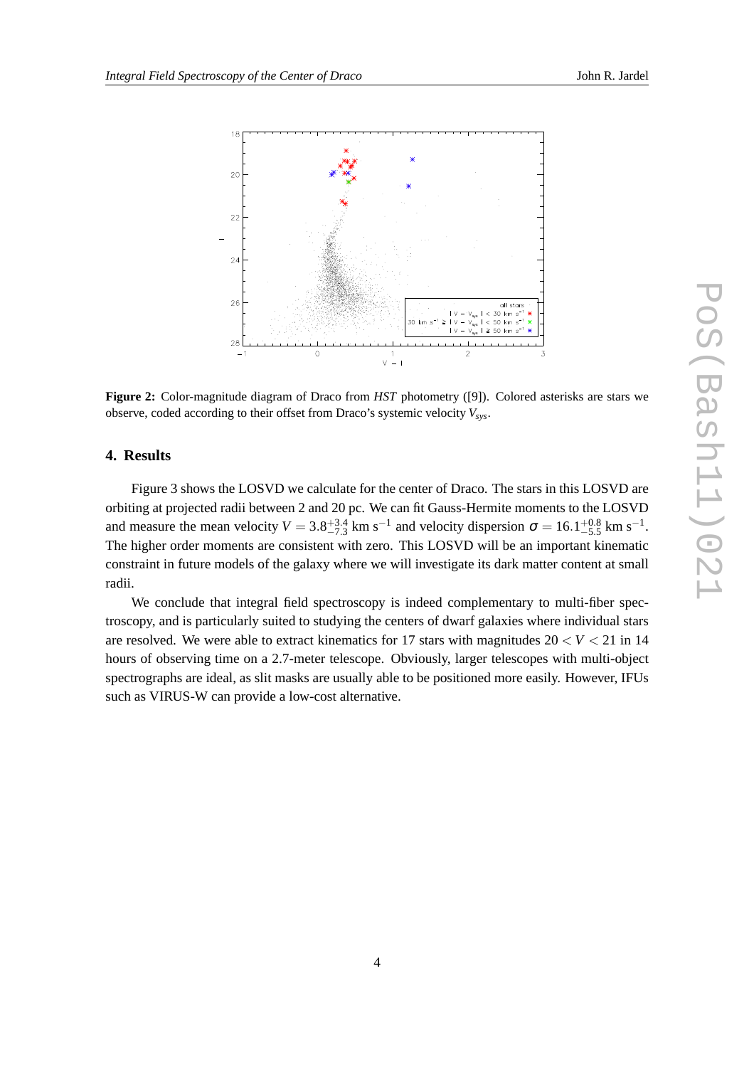**Figure 2:** Color-magnitude diagram of Draco from *HST* photometry ([9]). Colored asterisks are stars we observe, coded according to their offset from Draco's systemic velocity $V_{sys}$.

## 4. Results

Figure 3 shows the LOSVD we calculate for the center of Draco. The stars in this LOSVD are orbiting at projected radii between 2 and 20 pc. We can fit Gauss-Hermite moments to the LOSVD and measure the mean velocity $V = 3.8^{+3.4}_{-7.3}$ km s$^{-1}$ and velocity dispersion $\sigma = 16.1^{+0.8}_{-5.5}$ km s$^{-1}$. The higher order moments are consistent with zero. This LOSVD will be an important kinematic constraint in future models of the galaxy where we will investigate its dark matter content at small radii.

We conclude that integral field spectroscopy is indeed complementary to multi-fiber spectroscopy, and is particularly suited to studying the centers of dwarf galaxies where individual stars are resolved. We were able to extract kinematics for 17 stars with magnitudes $20 < V < 21$ in 14 hours of observing time on a 2.7-meter telescope. Obviously, larger telescopes with multi-object spectrographs are ideal, as slit masks are usually able to be positioned more easily. However, IFUs such as VIRUS-W can provide a low-cost alternative.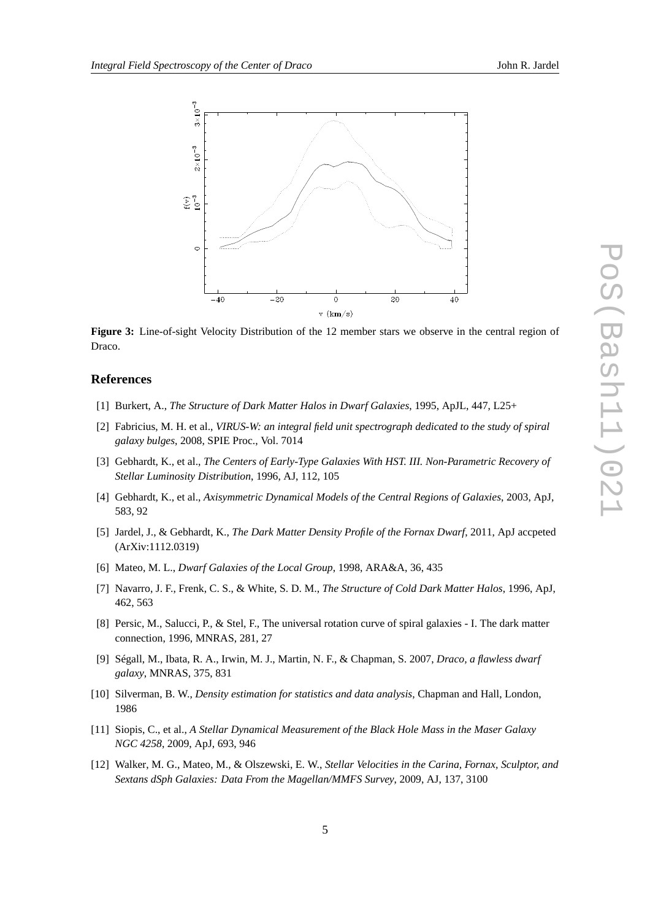f(v) 10$^{-3}$

3×10$^{-3}$

2×10$^{-3}$

0

−40

−20

0

20

40

v (km/s)

**Figure 3:** Line-of-sight Velocity Distribution of the 12 member stars we observe in the central region of Draco.

## References

[1] Burkert, A., *The Structure of Dark Matter Halos in Dwarf Galaxies*, 1995, ApJL, 447, L25+

[2] Fabricius, M. H. et al., *VIRUS-W: an integral field unit spectrograph dedicated to the study of spiral galaxy bulges*, 2008, SPIE Proc., Vol. 7014

[3] Gebhardt, K., et al., *The Centers of Early-Type Galaxies With HST. III. Non-Parametric Recovery of Stellar Luminosity Distribution*, 1996, AJ, 112, 105

[4] Gebhardt, K., et al., *Axisymmetric Dynamical Models of the Central Regions of Galaxies*, 2003, ApJ, 583, 92

[5] Jardel, J., & Gebhardt, K., *The Dark Matter Density Profile of the Fornax Dwarf*, 2011, ApJ accpeted (ArXiv:1112.0319)

[6] Mateo, M. L., *Dwarf Galaxies of the Local Group*, 1998, ARA&A, 36, 435

[7] Navarro, J. F., Frenk, C. S., & White, S. D. M., *The Structure of Cold Dark Matter Halos*, 1996, ApJ, 462, 563

[8] Persic, M., Salucci, P., & Stel, F., The universal rotation curve of spiral galaxies - I. The dark matter connection, 1996, MNRAS, 281, 27

[9] Ségall, M., Ibata, R. A., Irwin, M. J., Martin, N. F., & Chapman, S. 2007, *Draco, a flawless dwarf galaxy*, MNRAS, 375, 831

[10] Silverman, B. W., *Density estimation for statistics and data analysis*, Chapman and Hall, London, 1986

[11] Siopis, C., et al., *A Stellar Dynamical Measurement of the Black Hole Mass in the Maser Galaxy NGC 4258*, 2009, ApJ, 693, 946

[12] Walker, M. G., Mateo, M., & Olszewski, E. W., *Stellar Velocities in the Carina, Fornax, Sculptor, and Sextans dSph Galaxies: Data From the Magellan/MMFS Survey*, 2009, AJ, 137, 3100